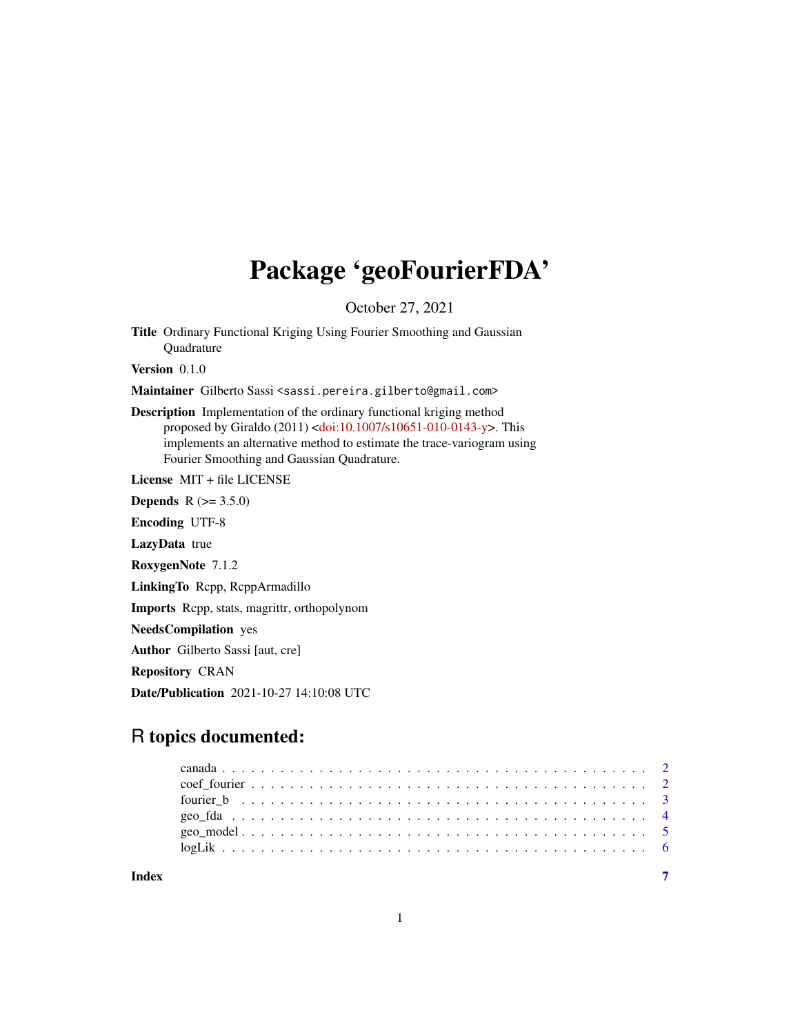# Package 'geoFourierFDA'

October 27, 2021

**Title** Ordinary Functional Kriging Using Fourier Smoothing and Gaussian Quadrature

**Version** 0.1.0

**Maintainer** Gilberto Sassi <sassi.pereira.gilberto@gmail.com>

**Description** Implementation of the ordinary functional kriging method proposed by Giraldo (2011) <doi:10.1007/s10651-010-0143-y>. This implements an alternative method to estimate the trace-variogram using Fourier Smoothing and Gaussian Quadrature.

**License** MIT + file LICENSE

**Depends** R (>= 3.5.0)

**Encoding** UTF-8

**LazyData** true

**RoxygenNote** 7.1.2

**LinkingTo** Rcpp, RcppArmadillo

**Imports** Rcpp, stats, magrittr, orthopolynom

**NeedsCompilation** yes

**Author** Gilberto Sassi [aut, cre]

**Repository** CRAN

**Date/Publication** 2021-10-27 14:10:08 UTC

## R topics documented:

- canada . . . . . . . . . . . . . . . . . . . . . . . . . . . . . . . . . . . . . . . . . . 2
- coef_fourier . . . . . . . . . . . . . . . . . . . . . . . . . . . . . . . . . . . . . . . 2
- fourier_b . . . . . . . . . . . . . . . . . . . . . . . . . . . . . . . . . . . . . . . . 3
- geo_fda . . . . . . . . . . . . . . . . . . . . . . . . . . . . . . . . . . . . . . . . . 4
- geo_model . . . . . . . . . . . . . . . . . . . . . . . . . . . . . . . . . . . . . . . 5
- logLik . . . . . . . . . . . . . . . . . . . . . . . . . . . . . . . . . . . . . . . . . 6

**Index** 7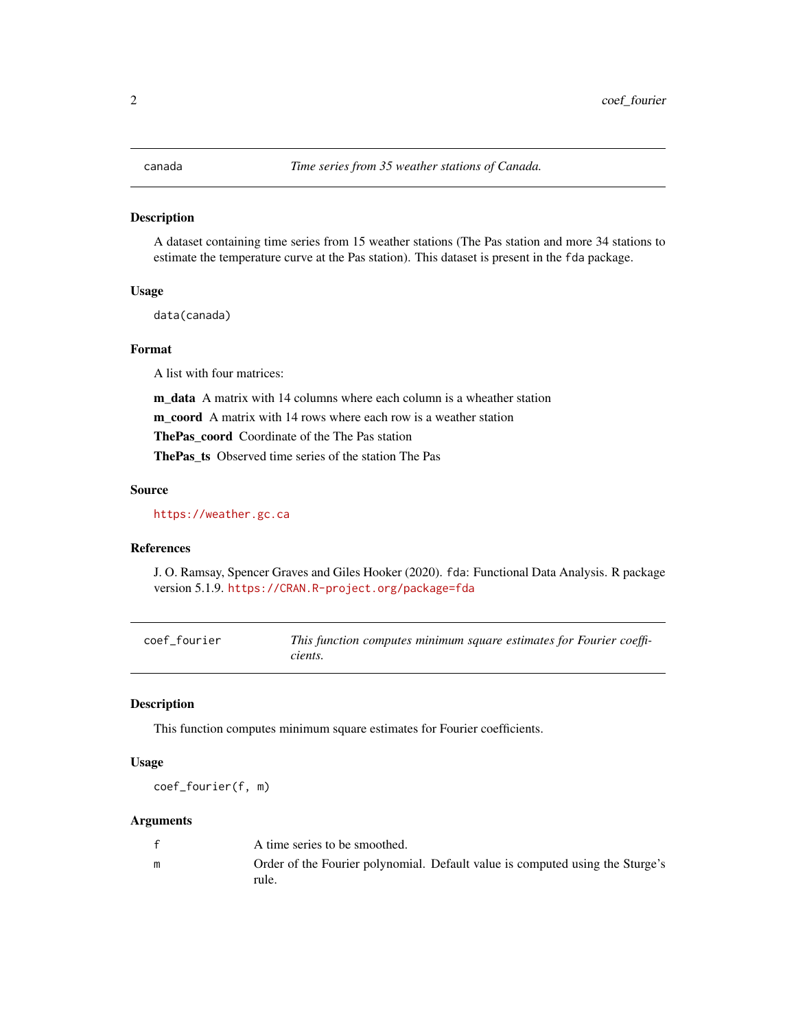## canada — *Time series from 35 weather stations of Canada.*

### Description

A dataset containing time series from 15 weather stations (The Pas station and more 34 stations to estimate the temperature curve at the Pas station). This dataset is present in the `fda` package.

### Usage

```
data(canada)
```

### Format

A list with four matrices:

**m_data** A matrix with 14 columns where each column is a wheather station

**m_coord** A matrix with 14 rows where each row is a weather station

**ThePas_coord** Coordinate of the The Pas station

**ThePas_ts** Observed time series of the station The Pas

### Source

https://weather.gc.ca

### References

J. O. Ramsay, Spencer Graves and Giles Hooker (2020). `fda`: Functional Data Analysis. R package version 5.1.9. https://CRAN.R-project.org/package=fda

## coef_fourier — *This function computes minimum square estimates for Fourier coefficients.*

### Description

This function computes minimum square estimates for Fourier coefficients.

### Usage

```
coef_fourier(f, m)
```

### Arguments

| | |
|---|---|
| f | A time series to be smoothed. |
| m | Order of the Fourier polynomial. Default value is computed using the Sturge's rule. |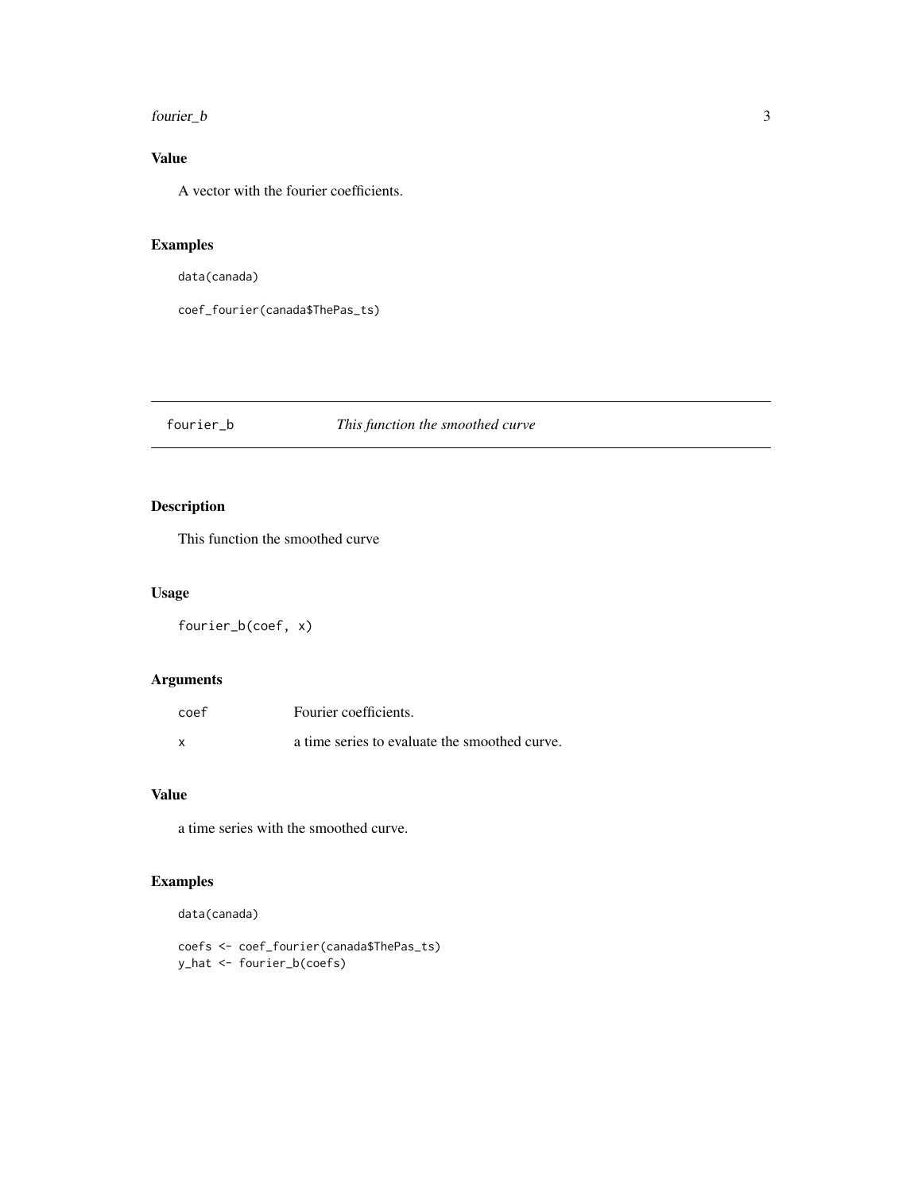## Value

A vector with the fourier coefficients.

## Examples

```
data(canada)

coef_fourier(canada$ThePas_ts)
```

---

# fourier_b — *This function the smoothed curve*

## Description

This function the smoothed curve

## Usage

```
fourier_b(coef, x)
```

## Arguments

| | |
|---|---|
| `coef` | Fourier coefficients. |
| `x` | a time series to evaluate the smoothed curve. |

## Value

a time series with the smoothed curve.

## Examples

```
data(canada)

coefs <- coef_fourier(canada$ThePas_ts)
y_hat <- fourier_b(coefs)
```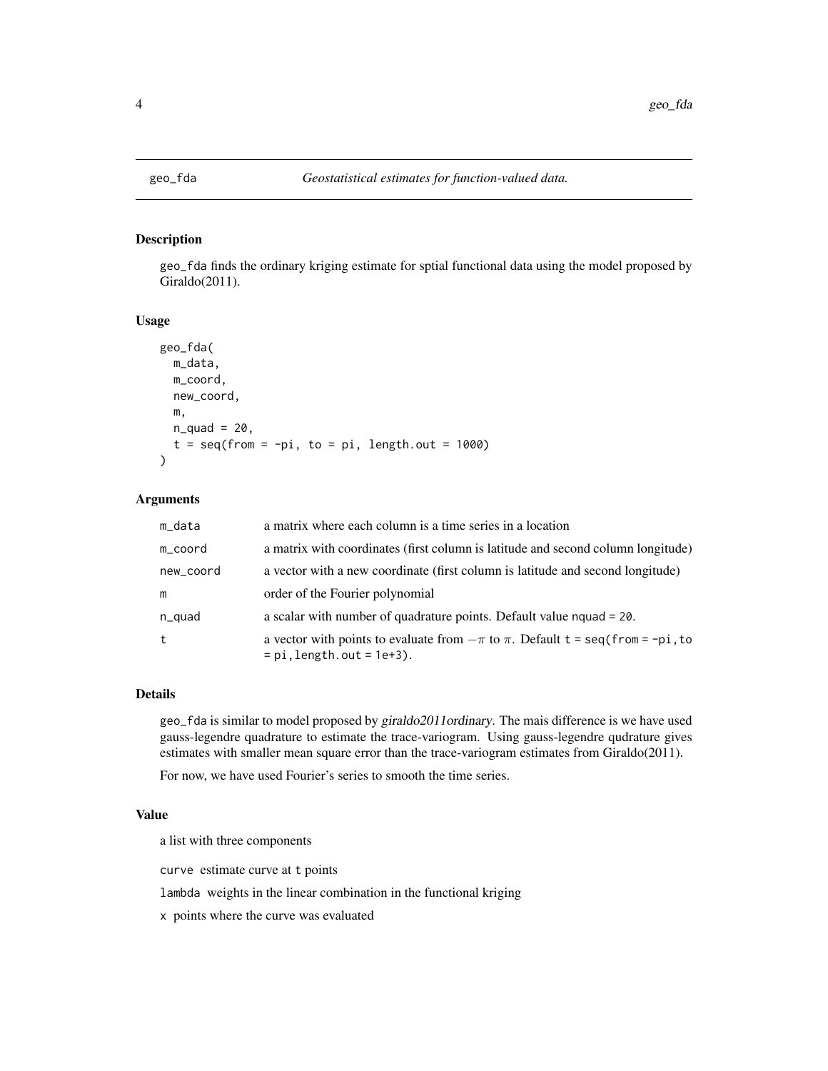# geo_fda — *Geostatistical estimates for function-valued data.*

## Description

geo_fda finds the ordinary kriging estimate for sptial functional data using the model proposed by Giraldo(2011).

## Usage

```
geo_fda(
  m_data,
  m_coord,
  new_coord,
  m,
  n_quad = 20,
  t = seq(from = -pi, to = pi, length.out = 1000)
)
```

## Arguments

| | |
|---|---|
| m_data | a matrix where each column is a time series in a location |
| m_coord | a matrix with coordinates (first column is latitude and second column longitude) |
| new_coord | a vector with a new coordinate (first column is latitude and second longitude) |
| m | order of the Fourier polynomial |
| n_quad | a scalar with number of quadrature points. Default value nquad = 20. |
| t | a vector with points to evaluate from $-\pi$ to $\pi$. Default t = seq(from = -pi,to = pi,length.out = 1e+3). |

## Details

geo_fda is similar to model proposed by *giraldo2011ordinary*. The mais difference is we have used gauss-legendre quadrature to estimate the trace-variogram. Using gauss-legendre qudrature gives estimates with smaller mean square error than the trace-variogram estimates from Giraldo(2011).

For now, we have used Fourier's series to smooth the time series.

## Value

a list with three components

curve estimate curve at t points

lambda weights in the linear combination in the functional kriging

x points where the curve was evaluated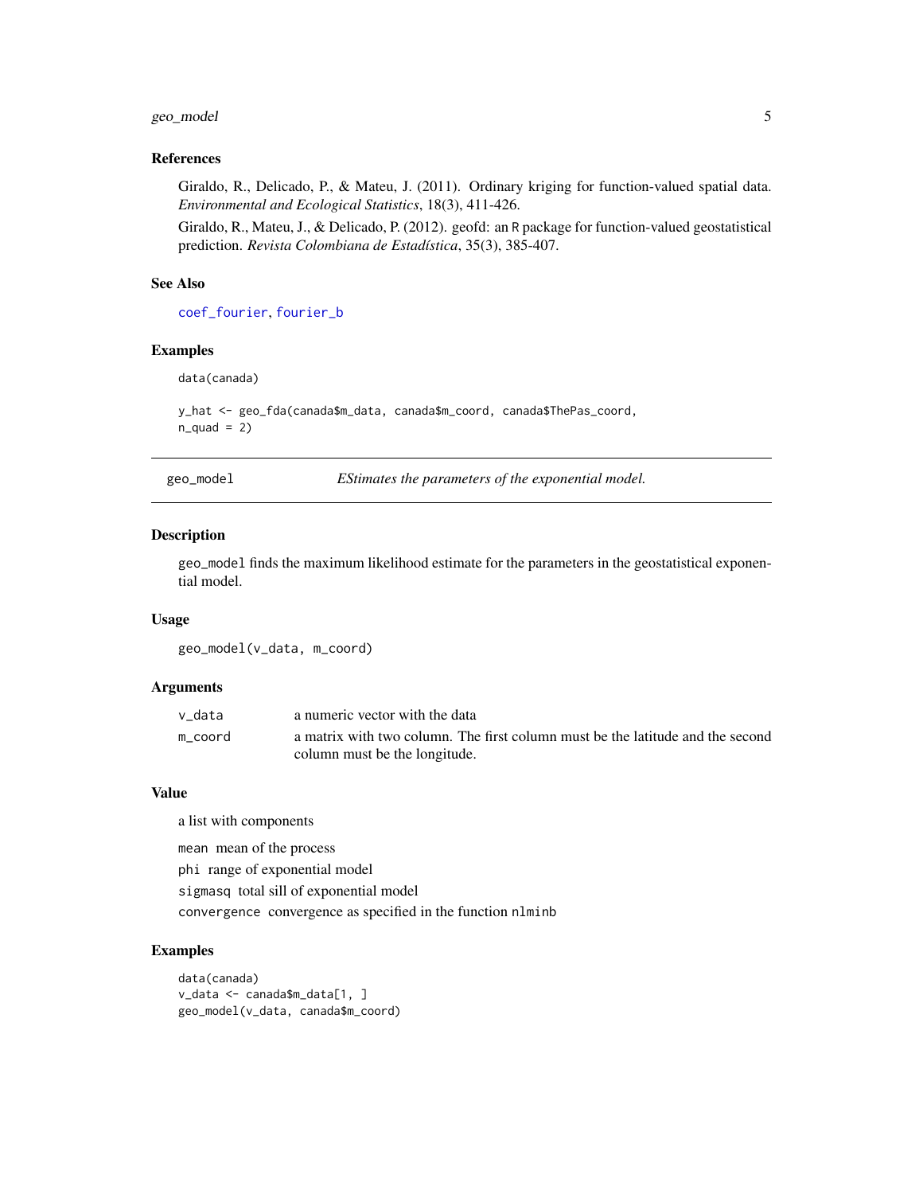### References

Giraldo, R., Delicado, P., & Mateu, J. (2011). Ordinary kriging for function-valued spatial data. *Environmental and Ecological Statistics*, 18(3), 411-426.

Giraldo, R., Mateu, J., & Delicado, P. (2012). geofd: an R package for function-valued geostatistical prediction. *Revista Colombiana de Estadística*, 35(3), 385-407.

### See Also

coef_fourier, fourier_b

### Examples

```
data(canada)

y_hat <- geo_fda(canada$m_data, canada$m_coord, canada$ThePas_coord,
n_quad = 2)
```

---

## geo_model — *EStimates the parameters of the exponential model.*

---

### Description

geo_model finds the maximum likelihood estimate for the parameters in the geostatistical exponential model.

### Usage

```
geo_model(v_data, m_coord)
```

### Arguments

| | |
|---|---|
| v_data | a numeric vector with the data |
| m_coord | a matrix with two column. The first column must be the latitude and the second column must be the longitude. |

### Value

a list with components

mean  mean of the process

phi  range of exponential model

sigmasq  total sill of exponential model

convergence  convergence as specified in the function nlminb

### Examples

```
data(canada)
v_data <- canada$m_data[1, ]
geo_model(v_data, canada$m_coord)
```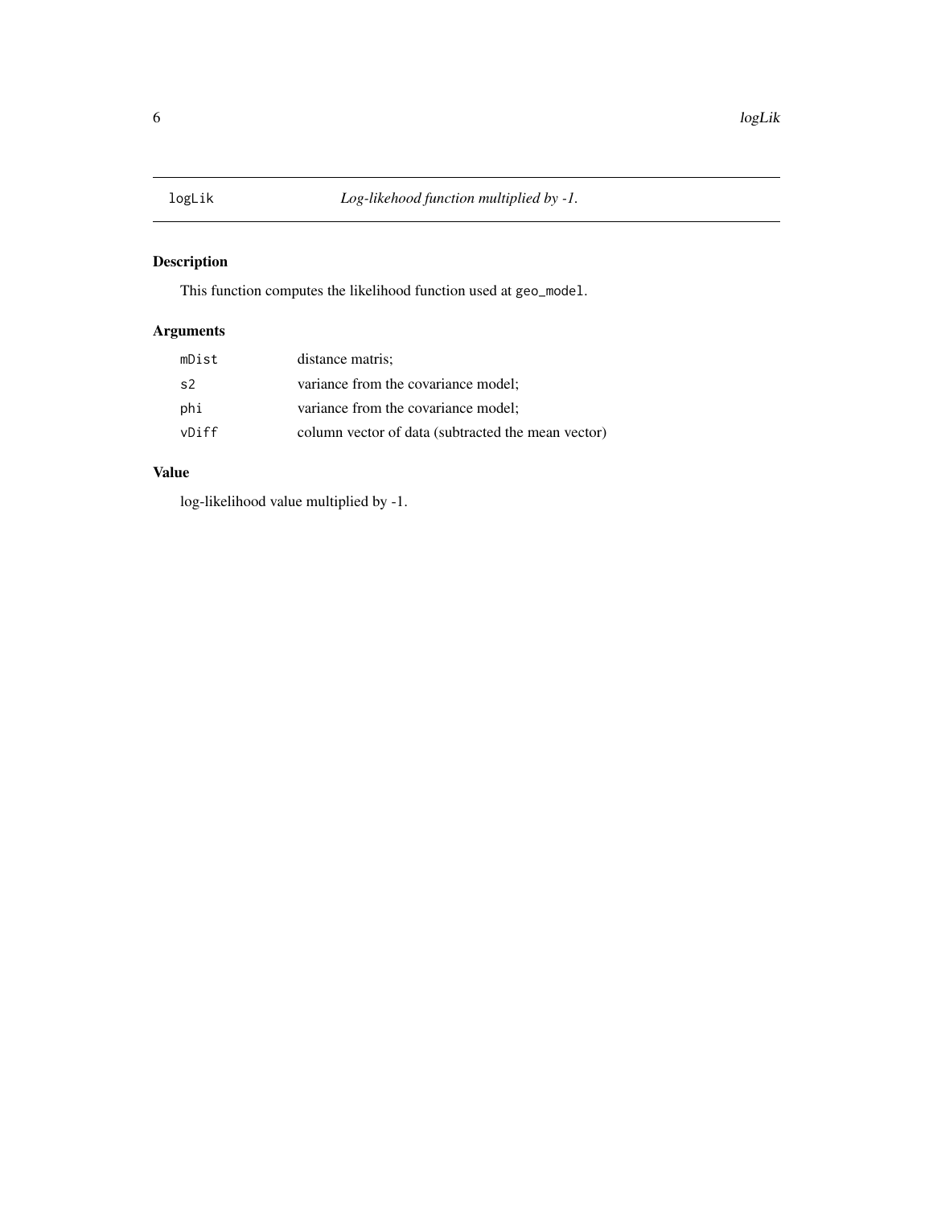# logLik — *Log-likehood function multiplied by -1.*

## Description

This function computes the likelihood function used at `geo_model`.

## Arguments

| | |
|---|---|
| `mDist` | distance matris; |
| `s2` | variance from the covariance model; |
| `phi` | variance from the covariance model; |
| `vDiff` | column vector of data (subtracted the mean vector) |

## Value

log-likelihood value multiplied by -1.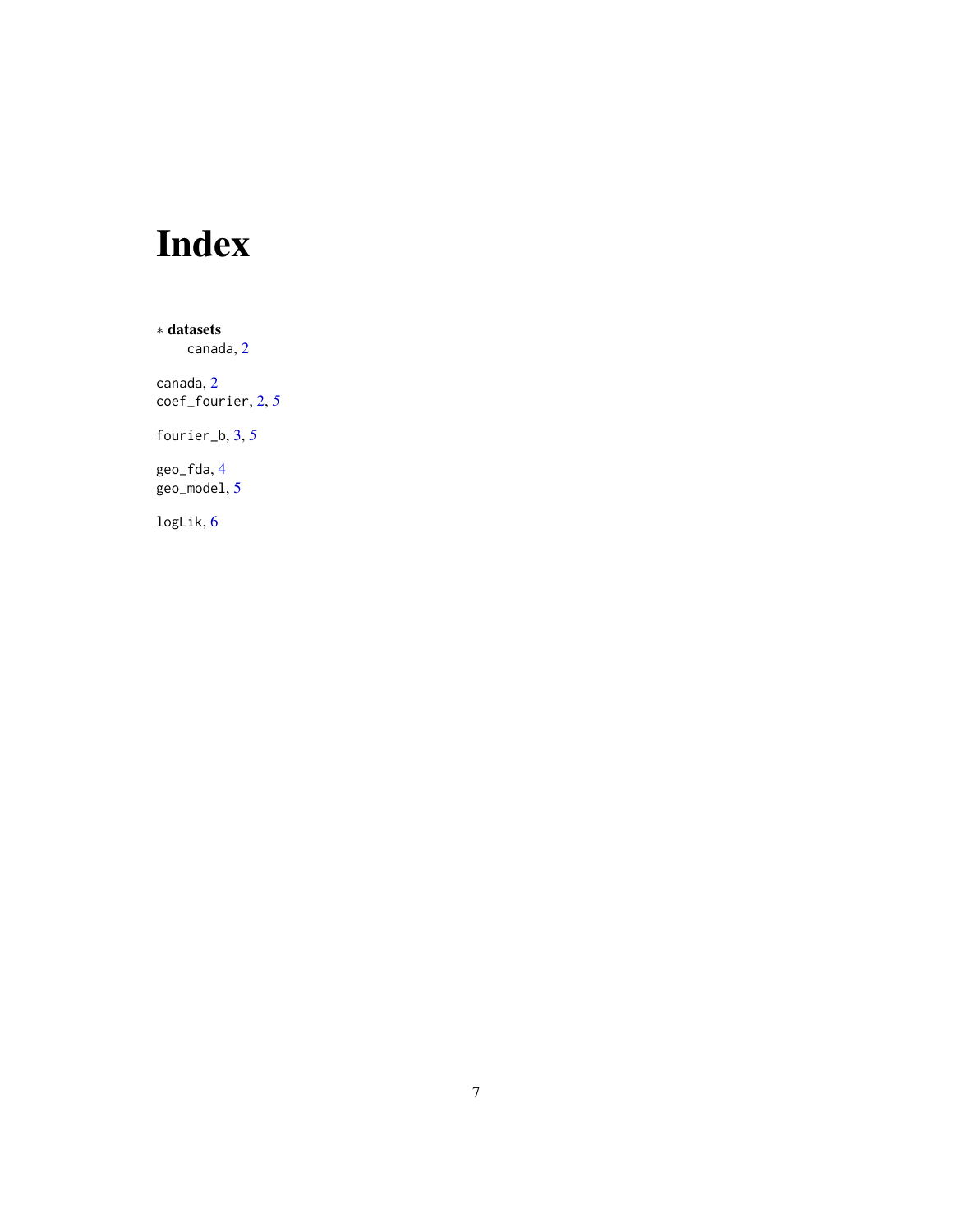# Index

∗ **datasets**
    canada, 2

canada, 2
coef_fourier, 2, *5*

fourier_b, 3, *5*

geo_fda, 4
geo_model, 5

logLik, 6